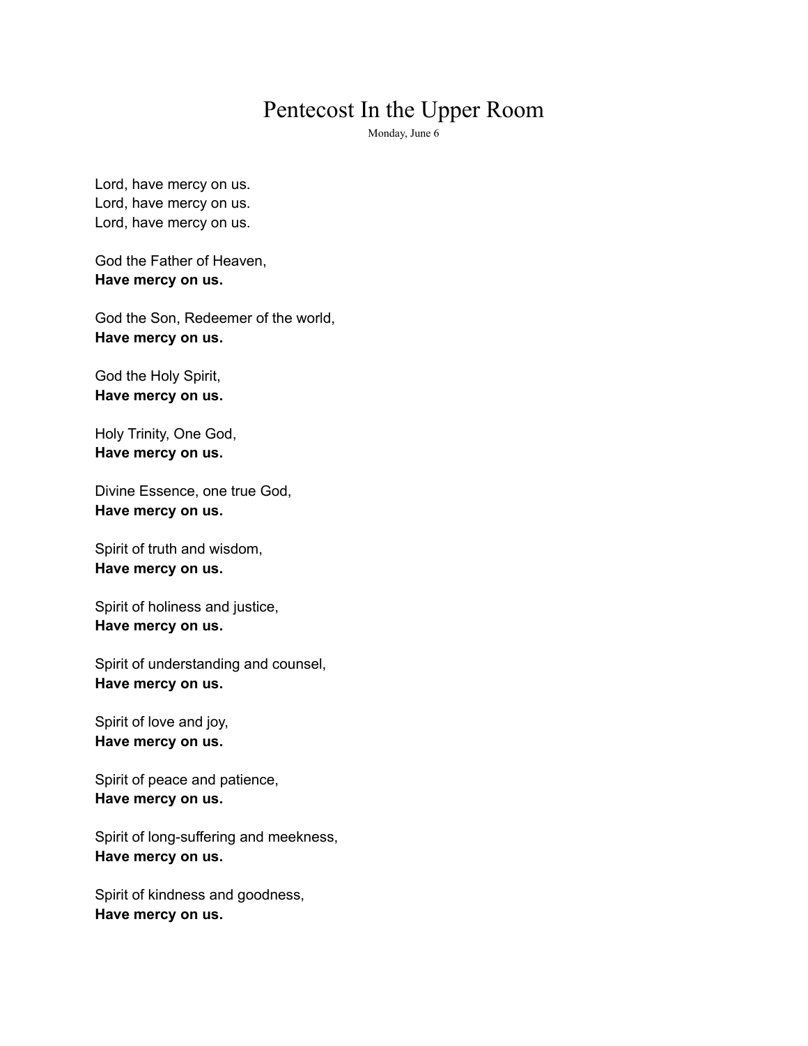# Pentecost In the Upper Room

Monday, June 6

Lord, have mercy on us.
Lord, have mercy on us.
Lord, have mercy on us.

God the Father of Heaven,
**Have mercy on us.**

God the Son, Redeemer of the world,
**Have mercy on us.**

God the Holy Spirit,
**Have mercy on us.**

Holy Trinity, One God,
**Have mercy on us.**

Divine Essence, one true God,
**Have mercy on us.**

Spirit of truth and wisdom,
**Have mercy on us.**

Spirit of holiness and justice,
**Have mercy on us.**

Spirit of understanding and counsel,
**Have mercy on us.**

Spirit of love and joy,
**Have mercy on us.**

Spirit of peace and patience,
**Have mercy on us.**

Spirit of long-suffering and meekness,
**Have mercy on us.**

Spirit of kindness and goodness,
**Have mercy on us.**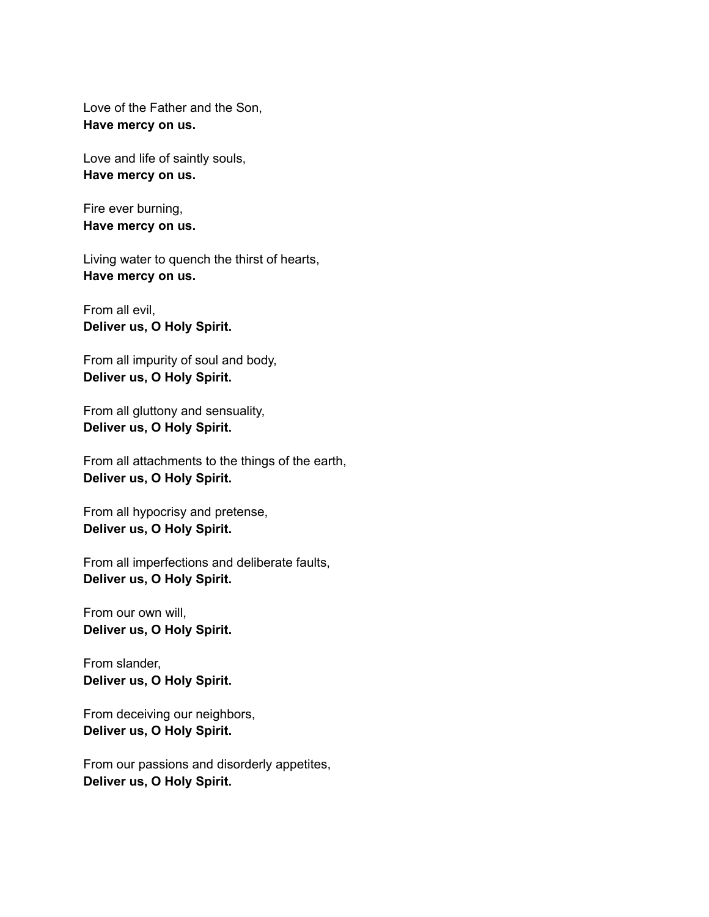Love of the Father and the Son,
**Have mercy on us.**

Love and life of saintly souls,
**Have mercy on us.**

Fire ever burning,
**Have mercy on us.**

Living water to quench the thirst of hearts,
**Have mercy on us.**

From all evil,
**Deliver us, O Holy Spirit.**

From all impurity of soul and body,
**Deliver us, O Holy Spirit.**

From all gluttony and sensuality,
**Deliver us, O Holy Spirit.**

From all attachments to the things of the earth,
**Deliver us, O Holy Spirit.**

From all hypocrisy and pretense,
**Deliver us, O Holy Spirit.**

From all imperfections and deliberate faults,
**Deliver us, O Holy Spirit.**

From our own will,
**Deliver us, O Holy Spirit.**

From slander,
**Deliver us, O Holy Spirit.**

From deceiving our neighbors,
**Deliver us, O Holy Spirit.**

From our passions and disorderly appetites,
**Deliver us, O Holy Spirit.**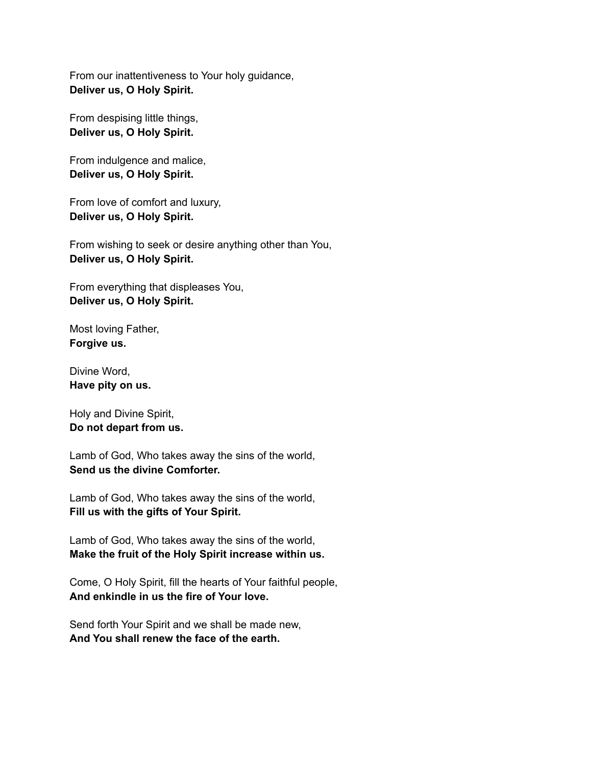From our inattentiveness to Your holy guidance,
**Deliver us, O Holy Spirit.**

From despising little things,
**Deliver us, O Holy Spirit.**

From indulgence and malice,
**Deliver us, O Holy Spirit.**

From love of comfort and luxury,
**Deliver us, O Holy Spirit.**

From wishing to seek or desire anything other than You,
**Deliver us, O Holy Spirit.**

From everything that displeases You,
**Deliver us, O Holy Spirit.**

Most loving Father,
**Forgive us.**

Divine Word,
**Have pity on us.**

Holy and Divine Spirit,
**Do not depart from us.**

Lamb of God, Who takes away the sins of the world,
**Send us the divine Comforter.**

Lamb of God, Who takes away the sins of the world,
**Fill us with the gifts of Your Spirit.**

Lamb of God, Who takes away the sins of the world,
**Make the fruit of the Holy Spirit increase within us.**

Come, O Holy Spirit, fill the hearts of Your faithful people,
**And enkindle in us the fire of Your love.**

Send forth Your Spirit and we shall be made new,
**And You shall renew the face of the earth.**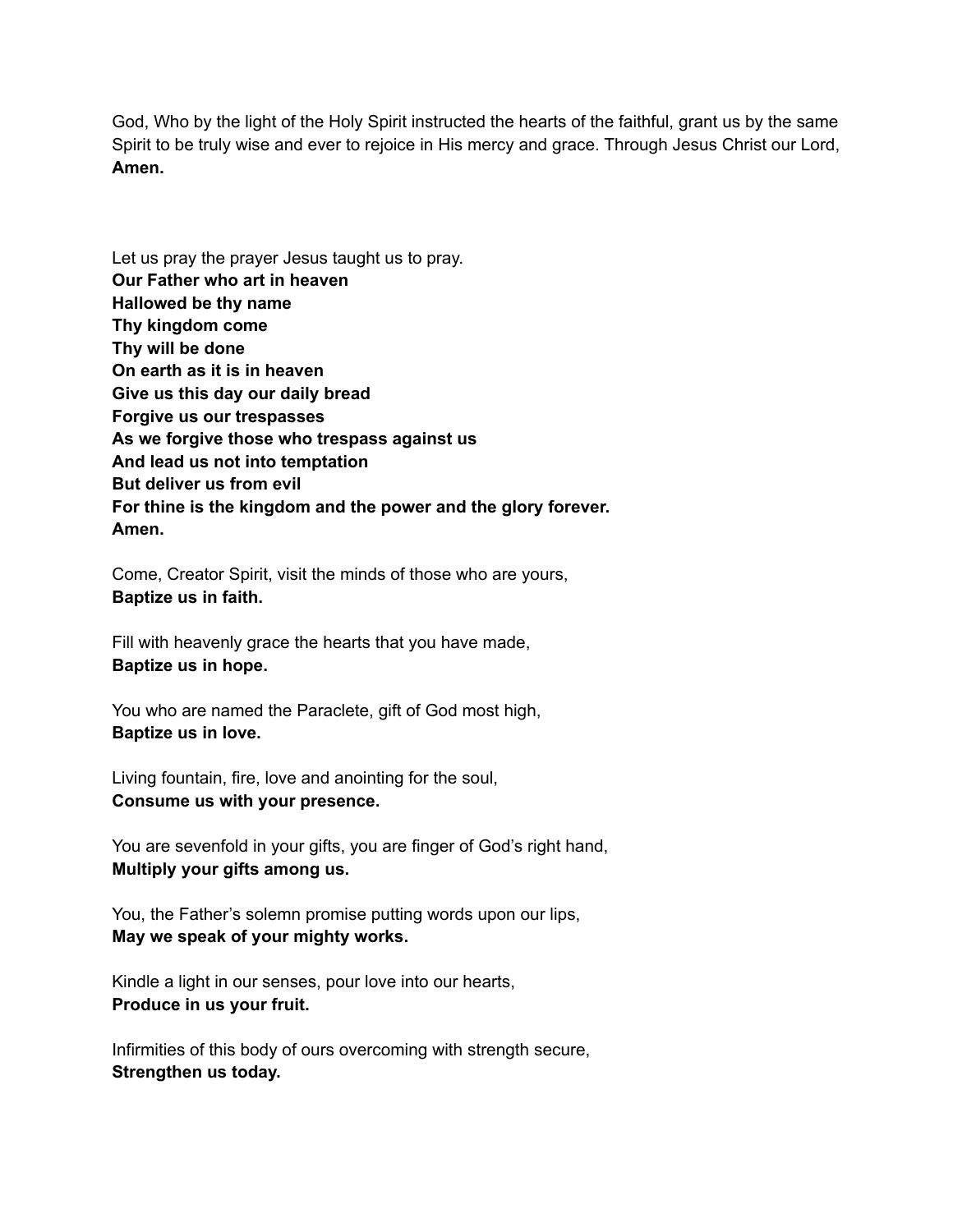God, Who by the light of the Holy Spirit instructed the hearts of the faithful, grant us by the same Spirit to be truly wise and ever to rejoice in His mercy and grace. Through Jesus Christ our Lord, **Amen.**

Let us pray the prayer Jesus taught us to pray.
**Our Father who art in heaven**
**Hallowed be thy name**
**Thy kingdom come**
**Thy will be done**
**On earth as it is in heaven**
**Give us this day our daily bread**
**Forgive us our trespasses**
**As we forgive those who trespass against us**
**And lead us not into temptation**
**But deliver us from evil**
**For thine is the kingdom and the power and the glory forever.**
**Amen.**

Come, Creator Spirit, visit the minds of those who are yours,
**Baptize us in faith.**

Fill with heavenly grace the hearts that you have made,
**Baptize us in hope.**

You who are named the Paraclete, gift of God most high,
**Baptize us in love.**

Living fountain, fire, love and anointing for the soul,
**Consume us with your presence.**

You are sevenfold in your gifts, you are finger of God's right hand,
**Multiply your gifts among us.**

You, the Father's solemn promise putting words upon our lips,
**May we speak of your mighty works.**

Kindle a light in our senses, pour love into our hearts,
**Produce in us your fruit.**

Infirmities of this body of ours overcoming with strength secure,
**Strengthen us today.**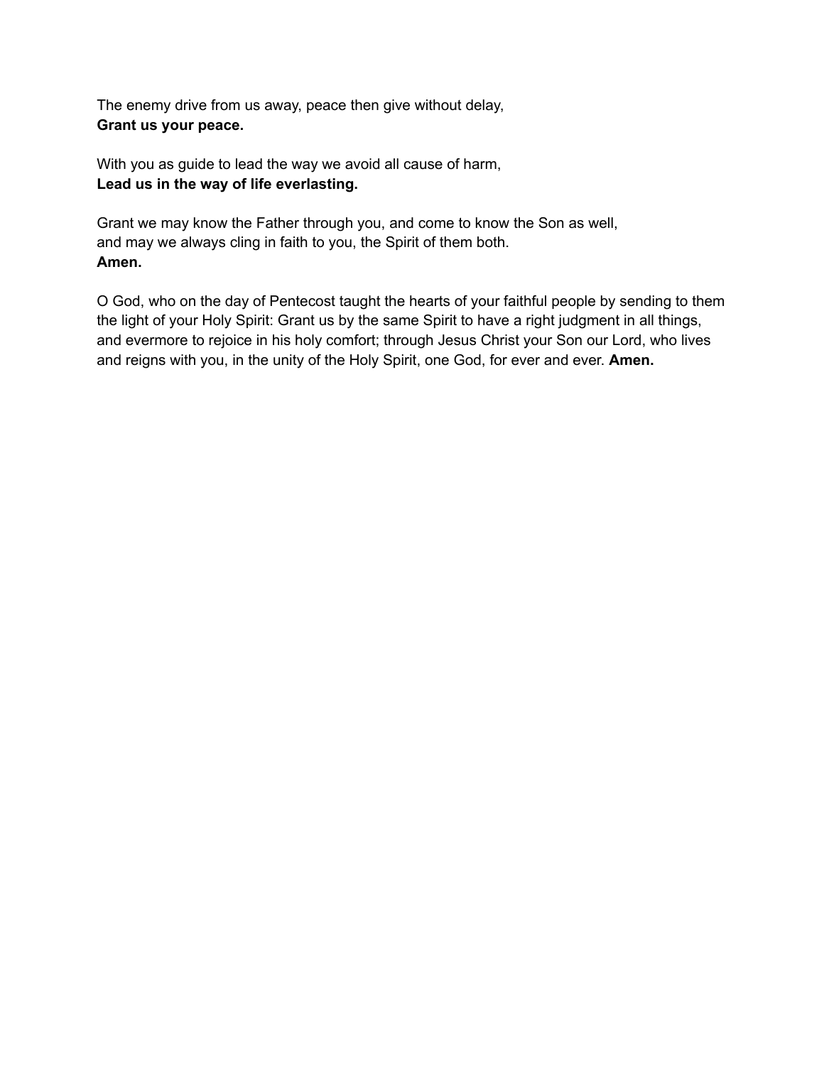The enemy drive from us away, peace then give without delay,
**Grant us your peace.**

With you as guide to lead the way we avoid all cause of harm,
**Lead us in the way of life everlasting.**

Grant we may know the Father through you, and come to know the Son as well,
and may we always cling in faith to you, the Spirit of them both.
**Amen.**

O God, who on the day of Pentecost taught the hearts of your faithful people by sending to them the light of your Holy Spirit: Grant us by the same Spirit to have a right judgment in all things, and evermore to rejoice in his holy comfort; through Jesus Christ your Son our Lord, who lives and reigns with you, in the unity of the Holy Spirit, one God, for ever and ever. **Amen.**